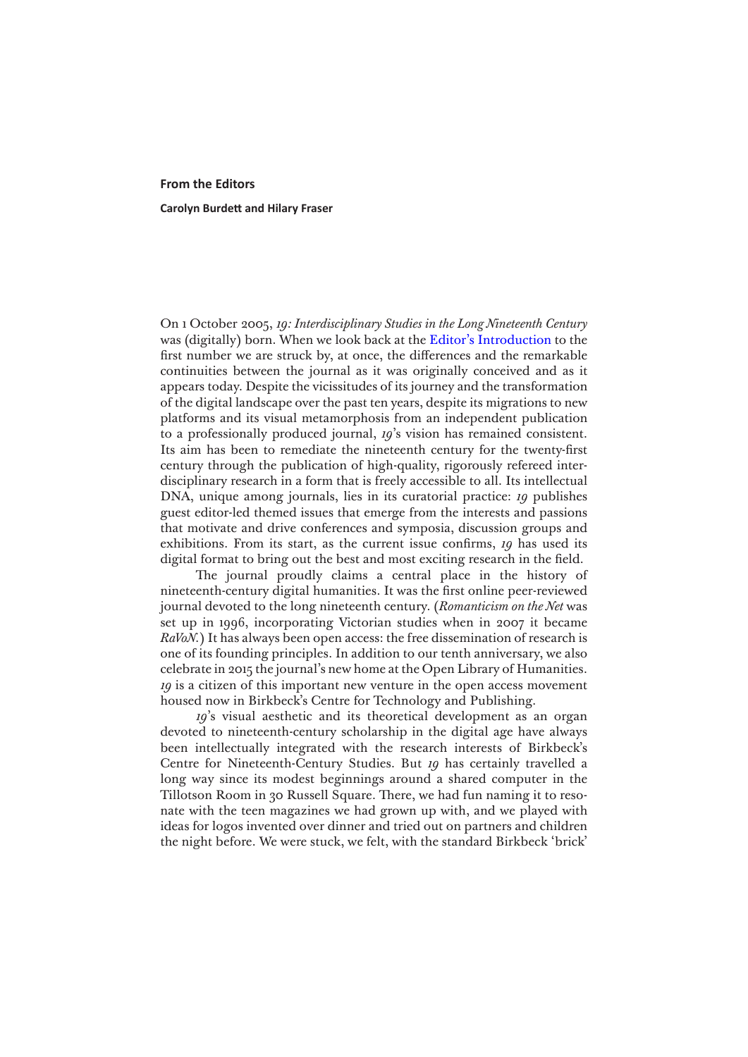# From the Editors

**Carolyn Burdett and Hilary Fraser**

On 1 October 2005, *19: Interdisciplinary Studies in the Long Nineteenth Century* was (digitally) born. When we look back at the Editor's Introduction to the first number we are struck by, at once, the differences and the remarkable continuities between the journal as it was originally conceived and as it appears today. Despite the vicissitudes of its journey and the transformation of the digital landscape over the past ten years, despite its migrations to new platforms and its visual metamorphosis from an independent publication to a professionally produced journal, *19*'s vision has remained consistent. Its aim has been to remediate the nineteenth century for the twenty-first century through the publication of high-quality, rigorously refereed interdisciplinary research in a form that is freely accessible to all. Its intellectual DNA, unique among journals, lies in its curatorial practice: *19* publishes guest editor-led themed issues that emerge from the interests and passions that motivate and drive conferences and symposia, discussion groups and exhibitions. From its start, as the current issue confirms, *19* has used its digital format to bring out the best and most exciting research in the field.

The journal proudly claims a central place in the history of nineteenth-century digital humanities. It was the first online peer-reviewed journal devoted to the long nineteenth century. (*Romanticism on the Net* was set up in 1996, incorporating Victorian studies when in 2007 it became *RaVoN*.) It has always been open access: the free dissemination of research is one of its founding principles. In addition to our tenth anniversary, we also celebrate in 2015 the journal's new home at the Open Library of Humanities. *19* is a citizen of this important new venture in the open access movement housed now in Birkbeck's Centre for Technology and Publishing.

*19*'s visual aesthetic and its theoretical development as an organ devoted to nineteenth-century scholarship in the digital age have always been intellectually integrated with the research interests of Birkbeck's Centre for Nineteenth-Century Studies. But *19* has certainly travelled a long way since its modest beginnings around a shared computer in the Tillotson Room in 30 Russell Square. There, we had fun naming it to resonate with the teen magazines we had grown up with, and we played with ideas for logos invented over dinner and tried out on partners and children the night before. We were stuck, we felt, with the standard Birkbeck 'brick'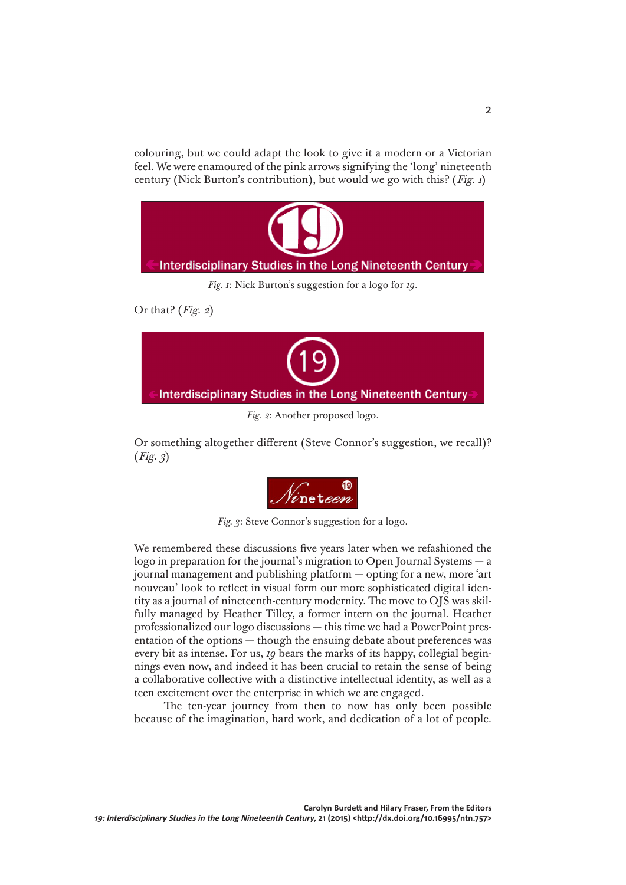colouring, but we could adapt the look to give it a modern or a Victorian feel. We were enamoured of the pink arrows signifying the 'long' nineteenth century (Nick Burton's contribution), but would we go with this? (*Fig. 1*)

*Fig. 1*: Nick Burton's suggestion for a logo for *19*.

Or that? (*Fig. 2*)

*Fig. 2*: Another proposed logo.

Or something altogether different (Steve Connor's suggestion, we recall)? (*Fig. 3*)

*Fig. 3*: Steve Connor's suggestion for a logo.

We remembered these discussions five years later when we refashioned the logo in preparation for the journal's migration to Open Journal Systems — a journal management and publishing platform — opting for a new, more 'art nouveau' look to reflect in visual form our more sophisticated digital identity as a journal of nineteenth-century modernity. The move to OJS was skilfully managed by Heather Tilley, a former intern on the journal. Heather professionalized our logo discussions — this time we had a PowerPoint presentation of the options — though the ensuing debate about preferences was every bit as intense. For us, *19* bears the marks of its happy, collegial beginnings even now, and indeed it has been crucial to retain the sense of being a collaborative collective with a distinctive intellectual identity, as well as a teen excitement over the enterprise in which we are engaged.

The ten-year journey from then to now has only been possible because of the imagination, hard work, and dedication of a lot of people.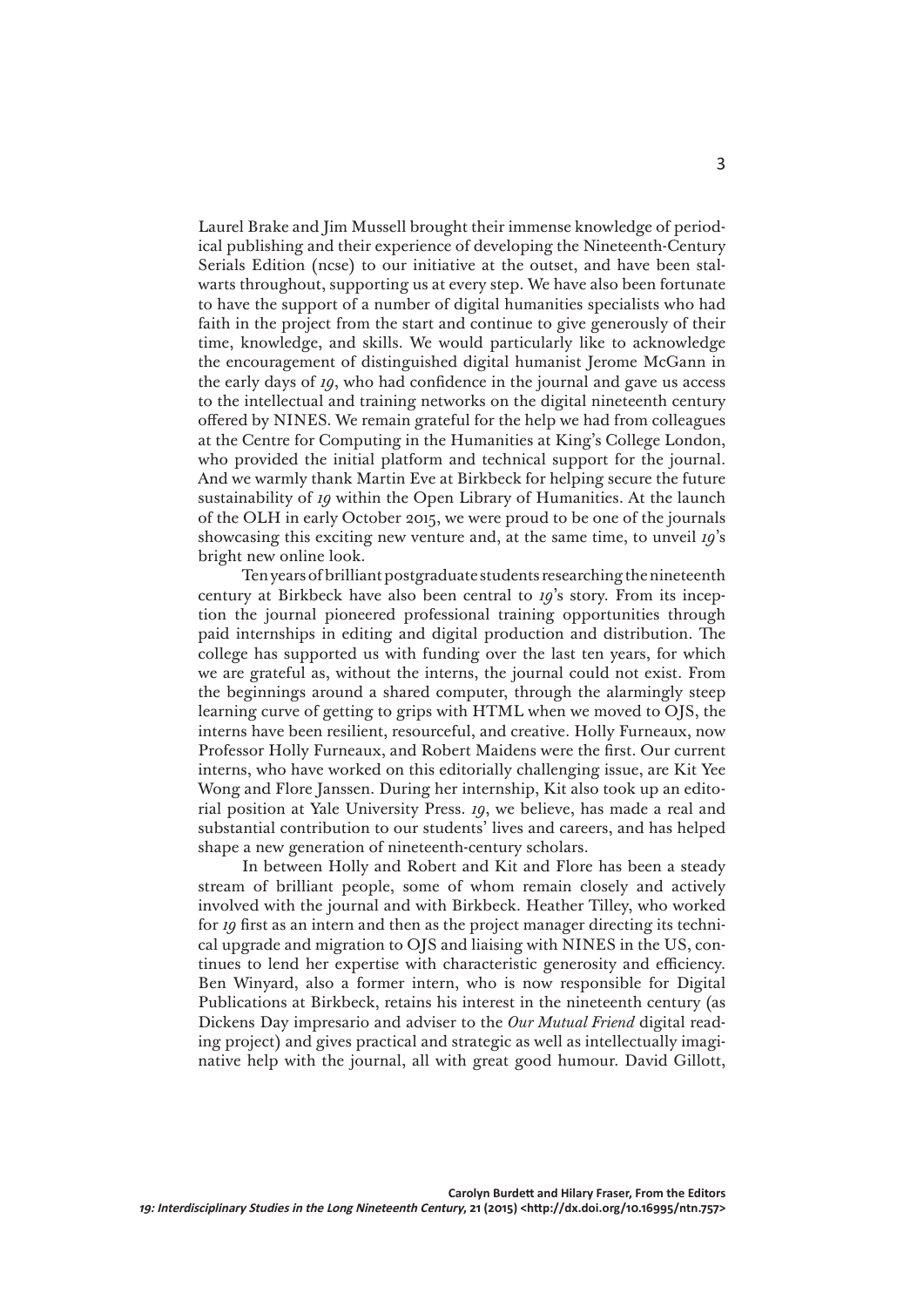Laurel Brake and Jim Mussell brought their immense knowledge of periodical publishing and their experience of developing the Nineteenth-Century Serials Edition (ncse) to our initiative at the outset, and have been stalwarts throughout, supporting us at every step. We have also been fortunate to have the support of a number of digital humanities specialists who had faith in the project from the start and continue to give generously of their time, knowledge, and skills. We would particularly like to acknowledge the encouragement of distinguished digital humanist Jerome McGann in the early days of *19*, who had confidence in the journal and gave us access to the intellectual and training networks on the digital nineteenth century offered by NINES. We remain grateful for the help we had from colleagues at the Centre for Computing in the Humanities at King's College London, who provided the initial platform and technical support for the journal. And we warmly thank Martin Eve at Birkbeck for helping secure the future sustainability of *19* within the Open Library of Humanities. At the launch of the OLH in early October 2015, we were proud to be one of the journals showcasing this exciting new venture and, at the same time, to unveil *19*'s bright new online look.

Ten years of brilliant postgraduate students researching the nineteenth century at Birkbeck have also been central to *19*'s story. From its inception the journal pioneered professional training opportunities through paid internships in editing and digital production and distribution. The college has supported us with funding over the last ten years, for which we are grateful as, without the interns, the journal could not exist. From the beginnings around a shared computer, through the alarmingly steep learning curve of getting to grips with HTML when we moved to OJS, the interns have been resilient, resourceful, and creative. Holly Furneaux, now Professor Holly Furneaux, and Robert Maidens were the first. Our current interns, who have worked on this editorially challenging issue, are Kit Yee Wong and Flore Janssen. During her internship, Kit also took up an editorial position at Yale University Press. *19*, we believe, has made a real and substantial contribution to our students' lives and careers, and has helped shape a new generation of nineteenth-century scholars.

In between Holly and Robert and Kit and Flore has been a steady stream of brilliant people, some of whom remain closely and actively involved with the journal and with Birkbeck. Heather Tilley, who worked for *19* first as an intern and then as the project manager directing its technical upgrade and migration to OJS and liaising with NINES in the US, continues to lend her expertise with characteristic generosity and efficiency. Ben Winyard, also a former intern, who is now responsible for Digital Publications at Birkbeck, retains his interest in the nineteenth century (as Dickens Day impresario and adviser to the *Our Mutual Friend* digital reading project) and gives practical and strategic as well as intellectually imaginative help with the journal, all with great good humour. David Gillott,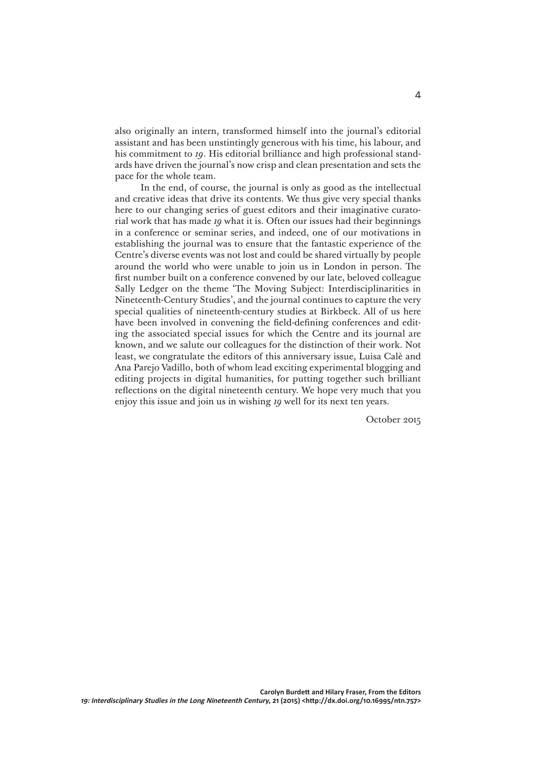also originally an intern, transformed himself into the journal's editorial assistant and has been unstintingly generous with his time, his labour, and his commitment to *19*. His editorial brilliance and high professional standards have driven the journal's now crisp and clean presentation and sets the pace for the whole team.

In the end, of course, the journal is only as good as the intellectual and creative ideas that drive its contents. We thus give very special thanks here to our changing series of guest editors and their imaginative curatorial work that has made *19* what it is. Often our issues had their beginnings in a conference or seminar series, and indeed, one of our motivations in establishing the journal was to ensure that the fantastic experience of the Centre's diverse events was not lost and could be shared virtually by people around the world who were unable to join us in London in person. The first number built on a conference convened by our late, beloved colleague Sally Ledger on the theme 'The Moving Subject: Interdisciplinarities in Nineteenth-Century Studies', and the journal continues to capture the very special qualities of nineteenth-century studies at Birkbeck. All of us here have been involved in convening the field-defining conferences and editing the associated special issues for which the Centre and its journal are known, and we salute our colleagues for the distinction of their work. Not least, we congratulate the editors of this anniversary issue, Luisa Calè and Ana Parejo Vadillo, both of whom lead exciting experimental blogging and editing projects in digital humanities, for putting together such brilliant reflections on the digital nineteenth century. We hope very much that you enjoy this issue and join us in wishing *19* well for its next ten years.

October 2015